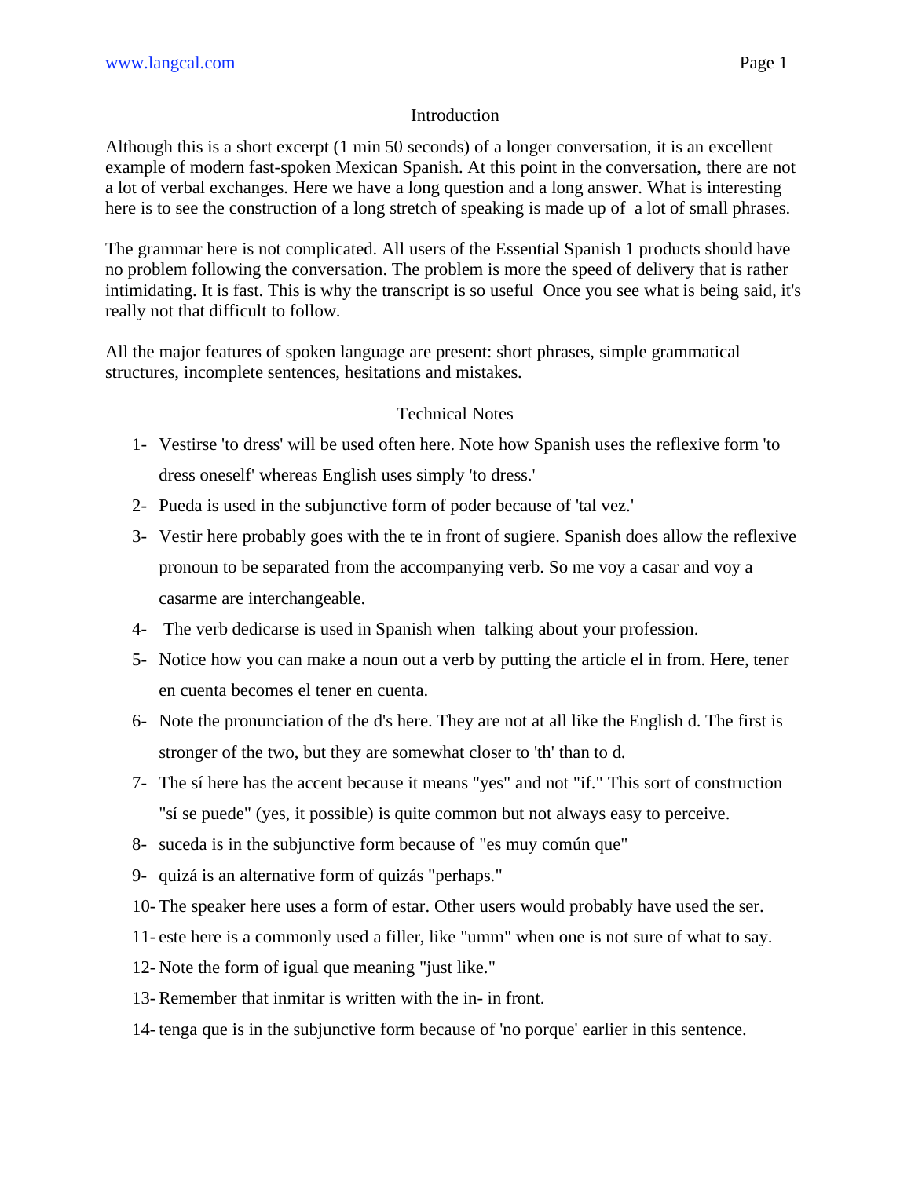## Introduction

Although this is a short excerpt (1 min 50 seconds) of a longer conversation, it is an excellent example of modern fast-spoken Mexican Spanish. At this point in the conversation, there are not a lot of verbal exchanges. Here we have a long question and a long answer. What is interesting here is to see the construction of a long stretch of speaking is made up of a lot of small phrases.

The grammar here is not complicated. All users of the Essential Spanish 1 products should have no problem following the conversation. The problem is more the speed of delivery that is rather intimidating. It is fast. This is why the transcript is so useful Once you see what is being said, it's really not that difficult to follow.

All the major features of spoken language are present: short phrases, simple grammatical structures, incomplete sentences, hesitations and mistakes.

## Technical Notes

1- Vestirse 'to dress' will be used often here. Note how Spanish uses the reflexive form 'to dress oneself' whereas English uses simply 'to dress.'

2- Pueda is used in the subjunctive form of poder because of 'tal vez.'

3- Vestir here probably goes with the te in front of sugiere. Spanish does allow the reflexive pronoun to be separated from the accompanying verb. So me voy a casar and voy a casarme are interchangeable.

4- The verb dedicarse is used in Spanish when talking about your profession.

5- Notice how you can make a noun out a verb by putting the article el in from. Here, tener en cuenta becomes el tener en cuenta.

6- Note the pronunciation of the d's here. They are not at all like the English d. The first is stronger of the two, but they are somewhat closer to 'th' than to d.

7- The sí here has the accent because it means "yes" and not "if." This sort of construction "sí se puede" (yes, it possible) is quite common but not always easy to perceive.

8- suceda is in the subjunctive form because of "es muy común que"

9- quizá is an alternative form of quizás "perhaps."

10- The speaker here uses a form of estar. Other users would probably have used the ser.

11- este here is a commonly used a filler, like "umm" when one is not sure of what to say.

12- Note the form of igual que meaning "just like."

13- Remember that inmitar is written with the in- in front.

14- tenga que is in the subjunctive form because of 'no porque' earlier in this sentence.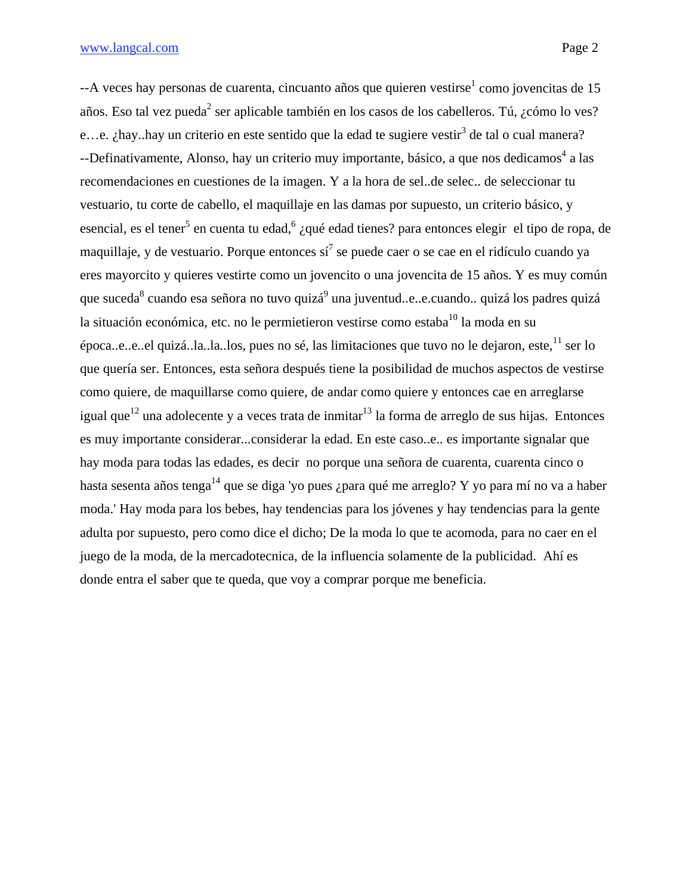--A veces hay personas de cuarenta, cincuanto años que quieren vestirse[1] como jovencitas de 15 años. Eso tal vez pueda[2] ser aplicable también en los casos de los cabelleros. Tú, ¿cómo lo ves? e…e. ¿hay..hay un criterio en este sentido que la edad te sugiere vestir[3] de tal o cual manera?

--Definativamente, Alonso, hay un criterio muy importante, básico, a que nos dedicamos[4] a las recomendaciones en cuestiones de la imagen. Y a la hora de sel..de selec.. de seleccionar tu vestuario, tu corte de cabello, el maquillaje en las damas por supuesto, un criterio básico, y esencial, es el tener[5] en cuenta tu edad,[6] ¿qué edad tienes? para entonces elegir el tipo de ropa, de maquillaje, y de vestuario. Porque entonces sí[7] se puede caer o se cae en el ridículo cuando ya eres mayorcito y quieres vestirte como un jovencito o una jovencita de 15 años. Y es muy común que suceda[8] cuando esa señora no tuvo quizá[9] una juventud..e..e.cuando.. quizá los padres quizá la situación económica, etc. no le permietieron vestirse como estaba[10] la moda en su época..e..e..el quizá..la..la..los, pues no sé, las limitaciones que tuvo no le dejaron, este,[11] ser lo que quería ser. Entonces, esta señora después tiene la posibilidad de muchos aspectos de vestirse como quiere, de maquillarse como quiere, de andar como quiere y entonces cae en arreglarse igual que[12] una adolecente y a veces trata de inmitar[13] la forma de arreglo de sus hijas. Entonces es muy importante considerar...considerar la edad. En este caso..e.. es importante signalar que hay moda para todas las edades, es decir no porque una señora de cuarenta, cuarenta cinco o hasta sesenta años tenga[14] que se diga 'yo pues ¿para qué me arreglo? Y yo para mí no va a haber moda.' Hay moda para los bebes, hay tendencias para los jóvenes y hay tendencias para la gente adulta por supuesto, pero como dice el dicho; De la moda lo que te acomoda, para no caer en el juego de la moda, de la mercadotecnica, de la influencia solamente de la publicidad. Ahí es donde entra el saber que te queda, que voy a comprar porque me beneficia.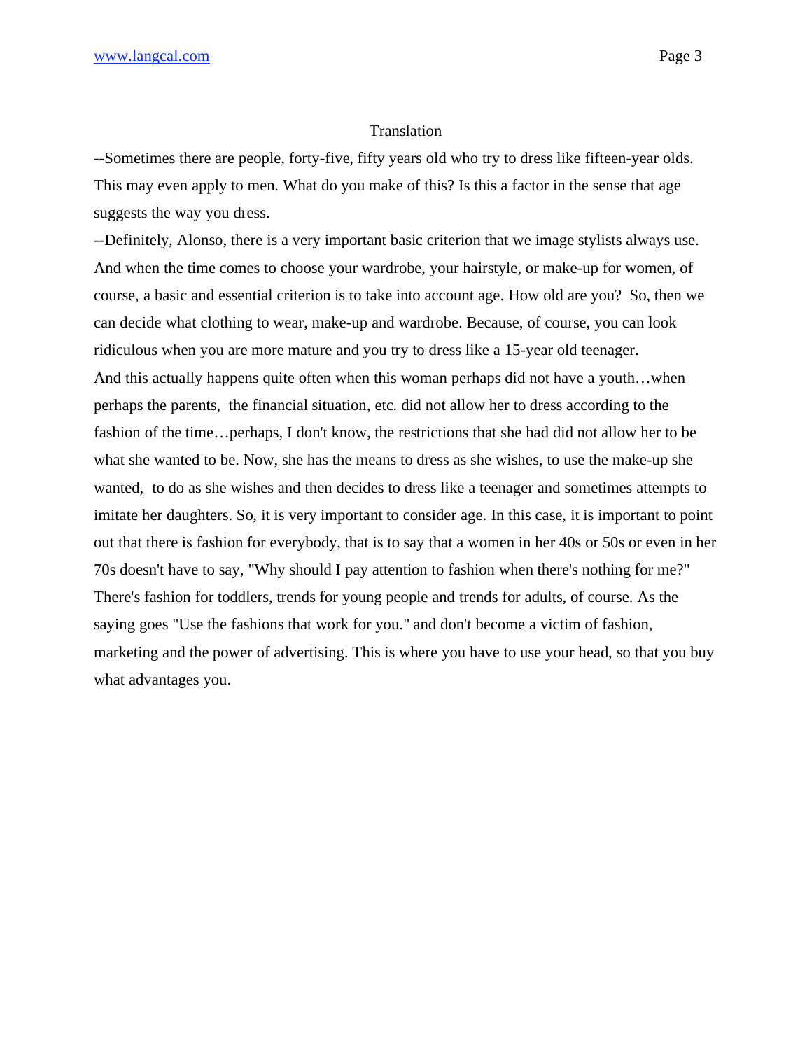Translation

--Sometimes there are people, forty-five, fifty years old who try to dress like fifteen-year olds. This may even apply to men. What do you make of this? Is this a factor in the sense that age suggests the way you dress.

--Definitely, Alonso, there is a very important basic criterion that we image stylists always use. And when the time comes to choose your wardrobe, your hairstyle, or make-up for women, of course, a basic and essential criterion is to take into account age. How old are you? So, then we can decide what clothing to wear, make-up and wardrobe. Because, of course, you can look ridiculous when you are more mature and you try to dress like a 15-year old teenager.

And this actually happens quite often when this woman perhaps did not have a youth…when perhaps the parents, the financial situation, etc. did not allow her to dress according to the fashion of the time…perhaps, I don't know, the restrictions that she had did not allow her to be what she wanted to be. Now, she has the means to dress as she wishes, to use the make-up she wanted, to do as she wishes and then decides to dress like a teenager and sometimes attempts to imitate her daughters. So, it is very important to consider age. In this case, it is important to point out that there is fashion for everybody, that is to say that a women in her 40s or 50s or even in her 70s doesn't have to say, "Why should I pay attention to fashion when there's nothing for me?" There's fashion for toddlers, trends for young people and trends for adults, of course. As the saying goes "Use the fashions that work for you." and don't become a victim of fashion, marketing and the power of advertising. This is where you have to use your head, so that you buy what advantages you.